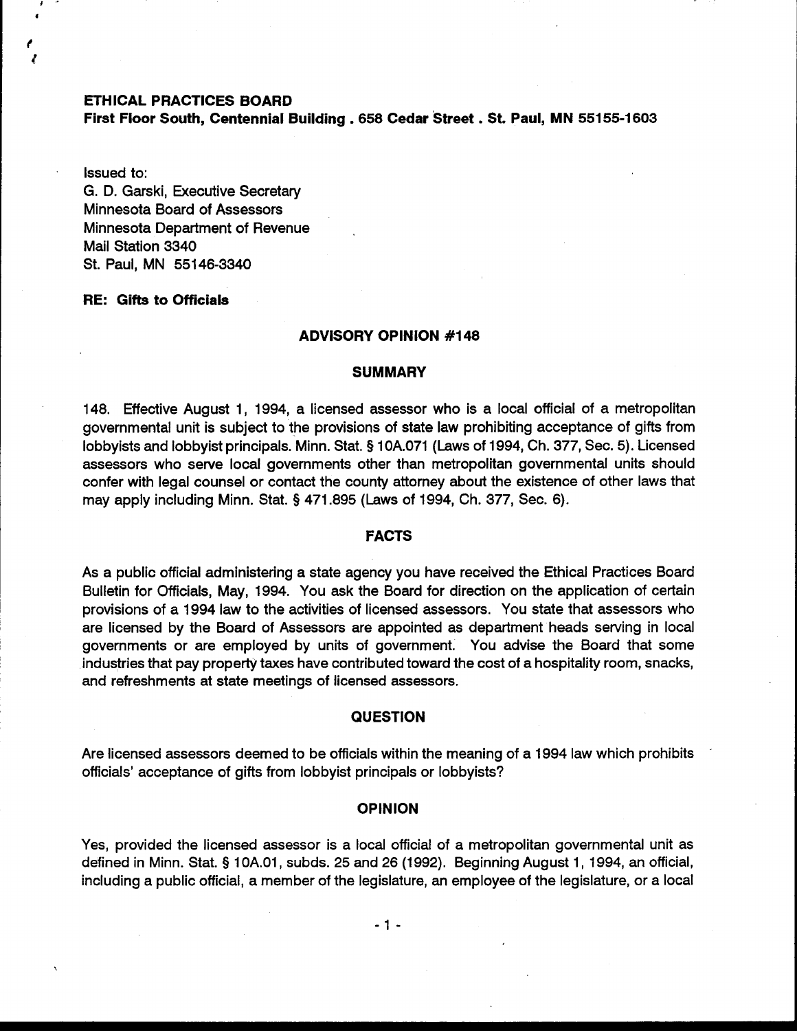**ETHICAL PRACTICES BOARD**
**First Floor South, Centennial Building . 658 Cedar Street . St. Paul, MN 55155-1603**

Issued to:
G. D. Garski, Executive Secretary
Minnesota Board of Assessors
Minnesota Department of Revenue
Mail Station 3340
St. Paul, MN 55146-3340

**RE: Gifts to Officials**

## ADVISORY OPINION #148

### SUMMARY

148. Effective August 1, 1994, a licensed assessor who is a local official of a metropolitan governmental unit is subject to the provisions of state law prohibiting acceptance of gifts from lobbyists and lobbyist principals. Minn. Stat. § 10A.071 (Laws of 1994, Ch. 377, Sec. 5). Licensed assessors who serve local governments other than metropolitan governmental units should confer with legal counsel or contact the county attorney about the existence of other laws that may apply including Minn. Stat. § 471.895 (Laws of 1994, Ch. 377, Sec. 6).

### FACTS

As a public official administering a state agency you have received the Ethical Practices Board Bulletin for Officials, May, 1994. You ask the Board for direction on the application of certain provisions of a 1994 law to the activities of licensed assessors. You state that assessors who are licensed by the Board of Assessors are appointed as department heads serving in local governments or are employed by units of government. You advise the Board that some industries that pay property taxes have contributed toward the cost of a hospitality room, snacks, and refreshments at state meetings of licensed assessors.

### QUESTION

Are licensed assessors deemed to be officials within the meaning of a 1994 law which prohibits officials' acceptance of gifts from lobbyist principals or lobbyists?

### OPINION

Yes, provided the licensed assessor is a local official of a metropolitan governmental unit as defined in Minn. Stat. § 10A.01, subds. 25 and 26 (1992). Beginning August 1, 1994, an official, including a public official, a member of the legislature, an employee of the legislature, or a local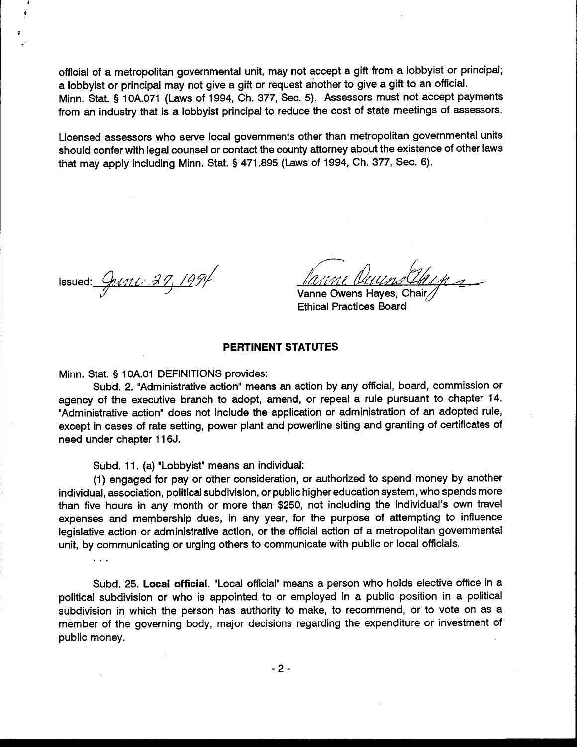official of a metropolitan governmental unit, may not accept a gift from a lobbyist or principal; a lobbyist or principal may not give a gift or request another to give a gift to an official. Minn. Stat. § 10A.071 (Laws of 1994, Ch. 377, Sec. 5). Assessors must not accept payments from an industry that is a lobbyist principal to reduce the cost of state meetings of assessors.

Licensed assessors who serve local governments other than metropolitan governmental units should confer with legal counsel or contact the county attorney about the existence of other laws that may apply including Minn. Stat. § 471.895 (Laws of 1994, Ch. 377, Sec. 6).

Issued: June 27, 1994

Vanne Owens Hayes, Chair
Ethical Practices Board

## PERTINENT STATUTES

Minn. Stat. § 10A.01 DEFINITIONS provides:

Subd. 2. "Administrative action" means an action by any official, board, commission or agency of the executive branch to adopt, amend, or repeal a rule pursuant to chapter 14. "Administrative action" does not include the application or administration of an adopted rule, except in cases of rate setting, power plant and powerline siting and granting of certificates of need under chapter 116J.

Subd. 11. (a) "Lobbyist" means an individual:

(1) engaged for pay or other consideration, or authorized to spend money by another individual, association, political subdivision, or public higher education system, who spends more than five hours in any month or more than $250, not including the individual's own travel expenses and membership dues, in any year, for the purpose of attempting to influence legislative action or administrative action, or the official action of a metropolitan governmental unit, by communicating or urging others to communicate with public or local officials.

. . .

Subd. 25. **Local official**. "Local official" means a person who holds elective office in a political subdivision or who is appointed to or employed in a public position in a political subdivision in which the person has authority to make, to recommend, or to vote on as a member of the governing body, major decisions regarding the expenditure or investment of public money.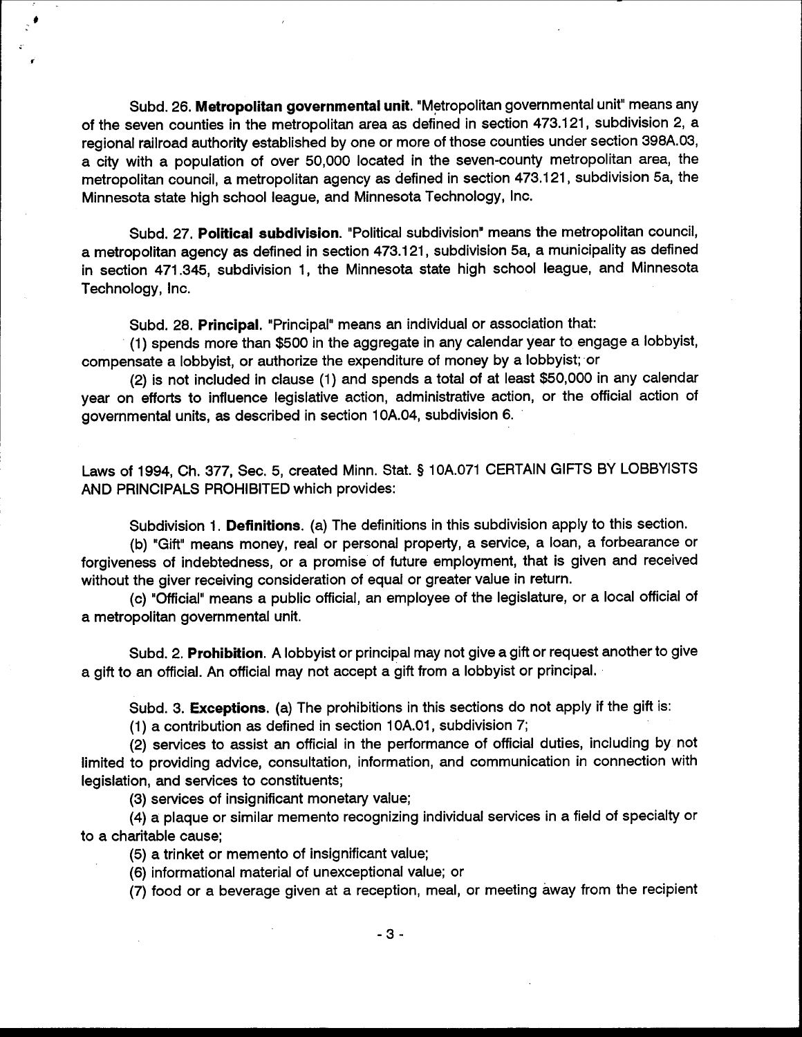Subd. 26. **Metropolitan governmental unit.** "Metropolitan governmental unit" means any of the seven counties in the metropolitan area as defined in section 473.121, subdivision 2, a regional railroad authority established by one or more of those counties under section 398A.03, a city with a population of over 50,000 located in the seven-county metropolitan area, the metropolitan council, a metropolitan agency as defined in section 473.121, subdivision 5a, the Minnesota state high school league, and Minnesota Technology, Inc.

Subd. 27. **Political subdivision.** "Political subdivision" means the metropolitan council, a metropolitan agency as defined in section 473.121, subdivision 5a, a municipality as defined in section 471.345, subdivision 1, the Minnesota state high school league, and Minnesota Technology, Inc.

Subd. 28. **Principal.** "Principal" means an individual or association that:

(1) spends more than $500 in the aggregate in any calendar year to engage a lobbyist, compensate a lobbyist, or authorize the expenditure of money by a lobbyist; or

(2) is not included in clause (1) and spends a total of at least $50,000 in any calendar year on efforts to influence legislative action, administrative action, or the official action of governmental units, as described in section 10A.04, subdivision 6.

Laws of 1994, Ch. 377, Sec. 5, created Minn. Stat. § 10A.071 CERTAIN GIFTS BY LOBBYISTS AND PRINCIPALS PROHIBITED which provides:

Subdivision 1. **Definitions.** (a) The definitions in this subdivision apply to this section.

(b) "Gift" means money, real or personal property, a service, a loan, a forbearance or forgiveness of indebtedness, or a promise of future employment, that is given and received without the giver receiving consideration of equal or greater value in return.

(c) "Official" means a public official, an employee of the legislature, or a local official of a metropolitan governmental unit.

Subd. 2. **Prohibition.** A lobbyist or principal may not give a gift or request another to give a gift to an official. An official may not accept a gift from a lobbyist or principal.

Subd. 3. **Exceptions.** (a) The prohibitions in this sections do not apply if the gift is:

(1) a contribution as defined in section 10A.01, subdivision 7;

(2) services to assist an official in the performance of official duties, including by not limited to providing advice, consultation, information, and communication in connection with legislation, and services to constituents;

(3) services of insignificant monetary value;

(4) a plaque or similar memento recognizing individual services in a field of specialty or to a charitable cause;

(5) a trinket or memento of insignificant value;

(6) informational material of unexceptional value; or

(7) food or a beverage given at a reception, meal, or meeting away from the recipient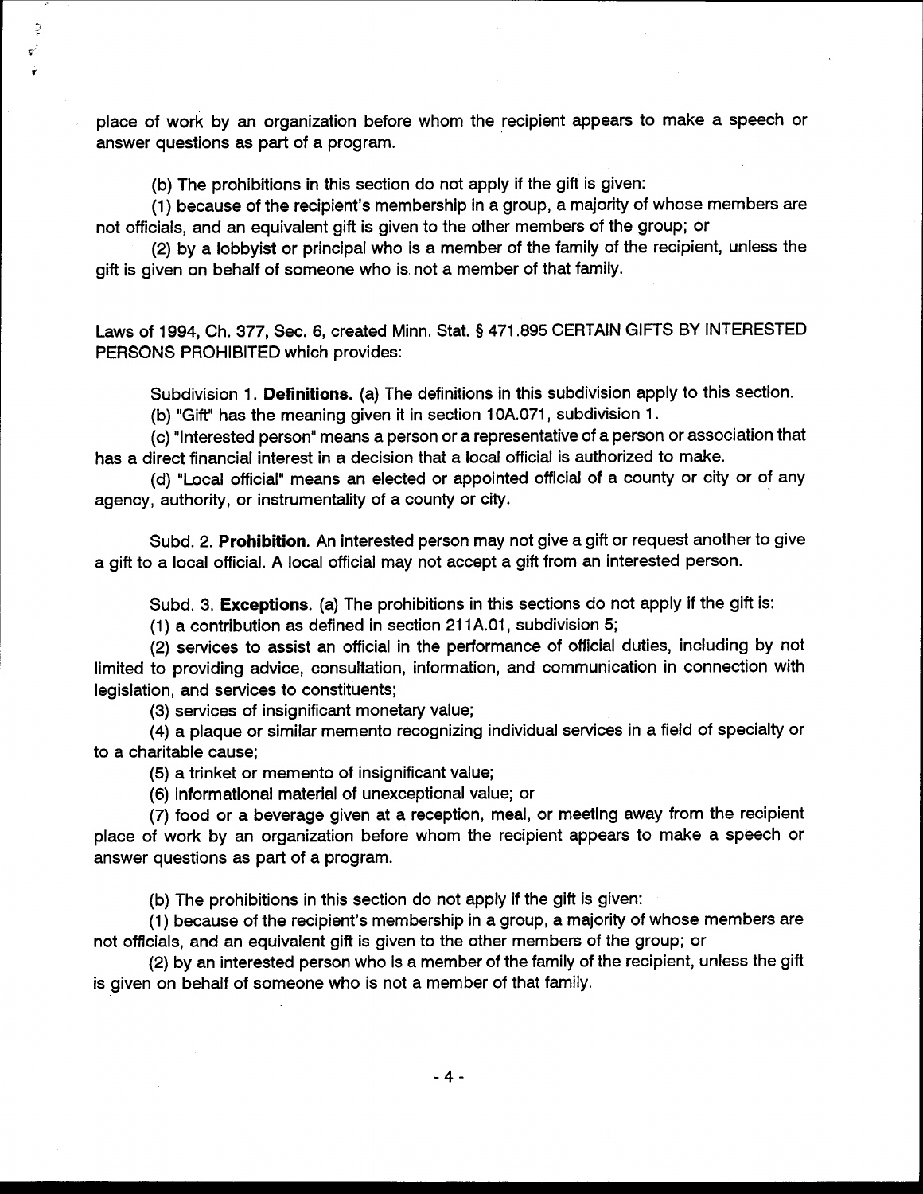place of work by an organization before whom the recipient appears to make a speech or answer questions as part of a program.

(b) The prohibitions in this section do not apply if the gift is given:

(1) because of the recipient's membership in a group, a majority of whose members are not officials, and an equivalent gift is given to the other members of the group; or

(2) by a lobbyist or principal who is a member of the family of the recipient, unless the gift is given on behalf of someone who is not a member of that family.

Laws of 1994, Ch. 377, Sec. 6, created Minn. Stat. § 471.895 CERTAIN GIFTS BY INTERESTED PERSONS PROHIBITED which provides:

Subdivision 1. **Definitions.** (a) The definitions in this subdivision apply to this section.

(b) "Gift" has the meaning given it in section 10A.071, subdivision 1.

(c) "Interested person" means a person or a representative of a person or association that has a direct financial interest in a decision that a local official is authorized to make.

(d) "Local official" means an elected or appointed official of a county or city or of any agency, authority, or instrumentality of a county or city.

Subd. 2. **Prohibition.** An interested person may not give a gift or request another to give a gift to a local official. A local official may not accept a gift from an interested person.

Subd. 3. **Exceptions.** (a) The prohibitions in this sections do not apply if the gift is:

(1) a contribution as defined in section 211A.01, subdivision 5;

(2) services to assist an official in the performance of official duties, including by not limited to providing advice, consultation, information, and communication in connection with legislation, and services to constituents;

(3) services of insignificant monetary value;

(4) a plaque or similar memento recognizing individual services in a field of specialty or to a charitable cause;

(5) a trinket or memento of insignificant value;

(6) informational material of unexceptional value; or

(7) food or a beverage given at a reception, meal, or meeting away from the recipient place of work by an organization before whom the recipient appears to make a speech or answer questions as part of a program.

(b) The prohibitions in this section do not apply if the gift is given:

(1) because of the recipient's membership in a group, a majority of whose members are not officials, and an equivalent gift is given to the other members of the group; or

(2) by an interested person who is a member of the family of the recipient, unless the gift is given on behalf of someone who is not a member of that family.